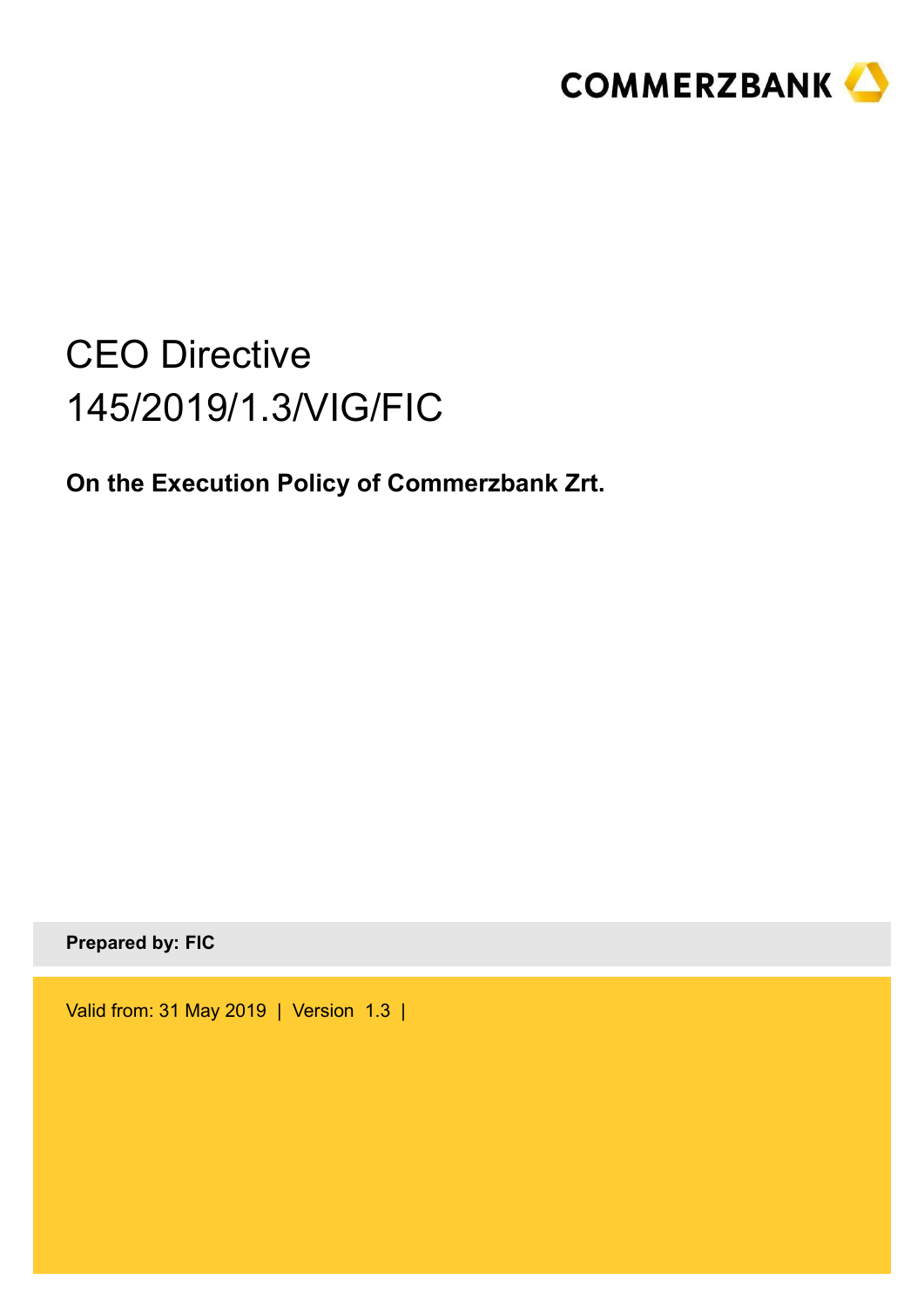COMMERZBANK

# CEO Directive 145/2019/1.3/VIG/FIC

**On the Execution Policy of Commerzbank Zrt.**

**Prepared by: FIC**

Valid from: 31 May 2019 | Version 1.3 |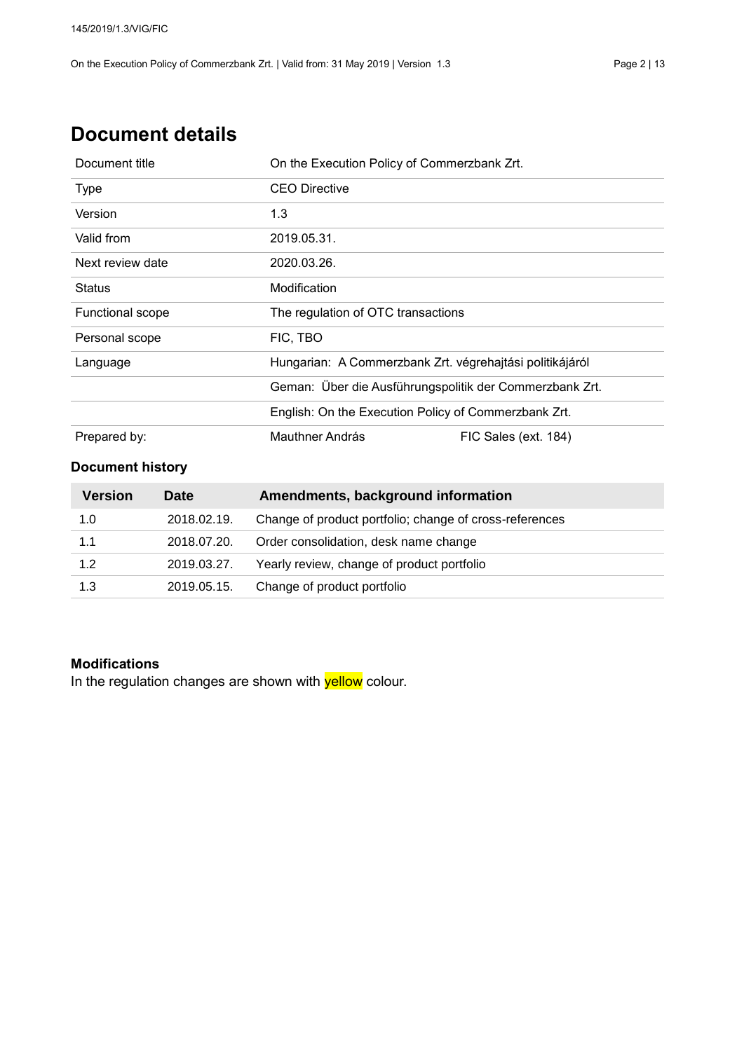# Document details

| | | |
|---|---|---|
| Document title | On the Execution Policy of Commerzbank Zrt. | |
| Type | CEO Directive | |
| Version | 1.3 | |
| Valid from | 2019.05.31. | |
| Next review date | 2020.03.26. | |
| Status | Modification | |
| Functional scope | The regulation of OTC transactions | |
| Personal scope | FIC, TBO | |
| Language | Hungarian: A Commerzbank Zrt. végrehajtási politikájáról | |
| | Geman: Über die Ausführungspolitik der Commerzbank Zrt. | |
| | English: On the Execution Policy of Commerzbank Zrt. | |
| Prepared by: | Mauthner András | FIC Sales (ext. 184) |

### Document history

| Version | Date | Amendments, background information |
|---|---|---|
| 1.0 | 2018.02.19. | Change of product portfolio; change of cross-references |
| 1.1 | 2018.07.20. | Order consolidation, desk name change |
| 1.2 | 2019.03.27. | Yearly review, change of product portfolio |
| 1.3 | 2019.05.15. | Change of product portfolio |

**Modifications**

In the regulation changes are shown with yellow colour.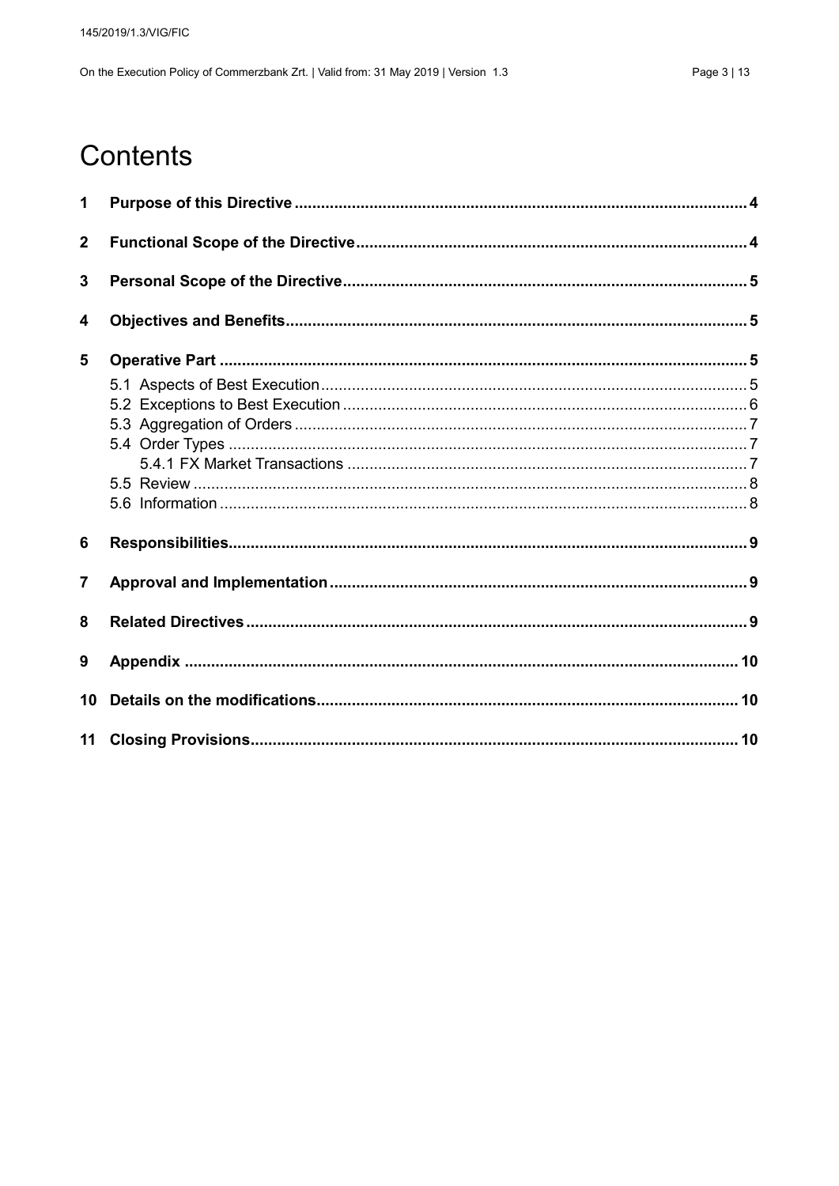# Contents

| | | |
|---|---|---|
| **1** | **Purpose of this Directive** | **4** |
| **2** | **Functional Scope of the Directive** | **4** |
| **3** | **Personal Scope of the Directive** | **5** |
| **4** | **Objectives and Benefits** | **5** |
| **5** | **Operative Part** | **5** |
| | 5.1 Aspects of Best Execution | 5 |
| | 5.2 Exceptions to Best Execution | 6 |
| | 5.3 Aggregation of Orders | 7 |
| | 5.4 Order Types | 7 |
| | 5.4.1 FX Market Transactions | 7 |
| | 5.5 Review | 8 |
| | 5.6 Information | 8 |
| **6** | **Responsibilities** | **9** |
| **7** | **Approval and Implementation** | **9** |
| **8** | **Related Directives** | **9** |
| **9** | **Appendix** | **10** |
| **10** | **Details on the modifications** | **10** |
| **11** | **Closing Provisions** | **10** |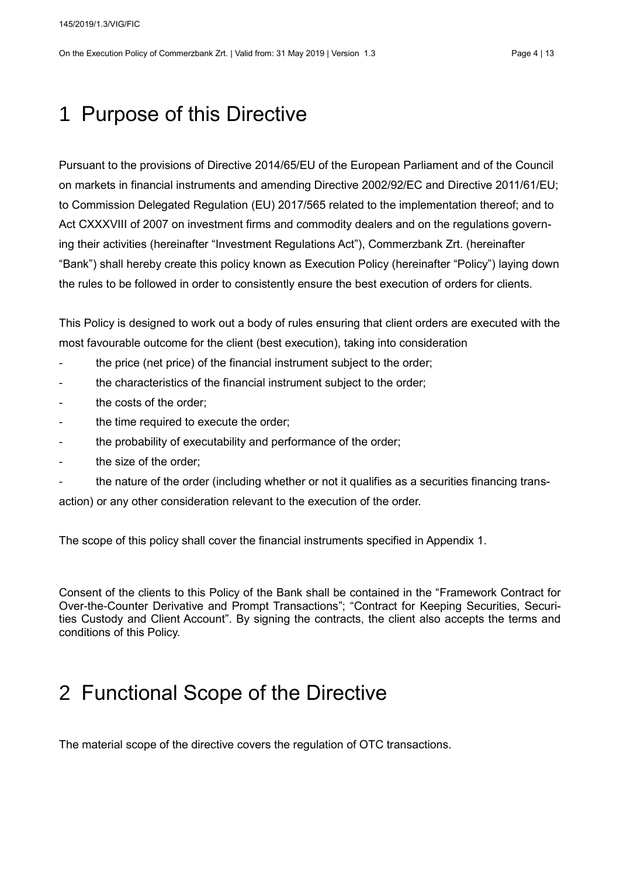# 1 Purpose of this Directive

Pursuant to the provisions of Directive 2014/65/EU of the European Parliament and of the Council on markets in financial instruments and amending Directive 2002/92/EC and Directive 2011/61/EU; to Commission Delegated Regulation (EU) 2017/565 related to the implementation thereof; and to Act CXXXVIII of 2007 on investment firms and commodity dealers and on the regulations governing their activities (hereinafter "Investment Regulations Act"), Commerzbank Zrt. (hereinafter "Bank") shall hereby create this policy known as Execution Policy (hereinafter "Policy") laying down the rules to be followed in order to consistently ensure the best execution of orders for clients.

This Policy is designed to work out a body of rules ensuring that client orders are executed with the most favourable outcome for the client (best execution), taking into consideration

- the price (net price) of the financial instrument subject to the order;
- the characteristics of the financial instrument subject to the order;
- the costs of the order;
- the time required to execute the order;
- the probability of executability and performance of the order;
- the size of the order;
- the nature of the order (including whether or not it qualifies as a securities financing transaction) or any other consideration relevant to the execution of the order.

The scope of this policy shall cover the financial instruments specified in Appendix 1.

Consent of the clients to this Policy of the Bank shall be contained in the "Framework Contract for Over-the-Counter Derivative and Prompt Transactions"; "Contract for Keeping Securities, Securities Custody and Client Account". By signing the contracts, the client also accepts the terms and conditions of this Policy.

# 2 Functional Scope of the Directive

The material scope of the directive covers the regulation of OTC transactions.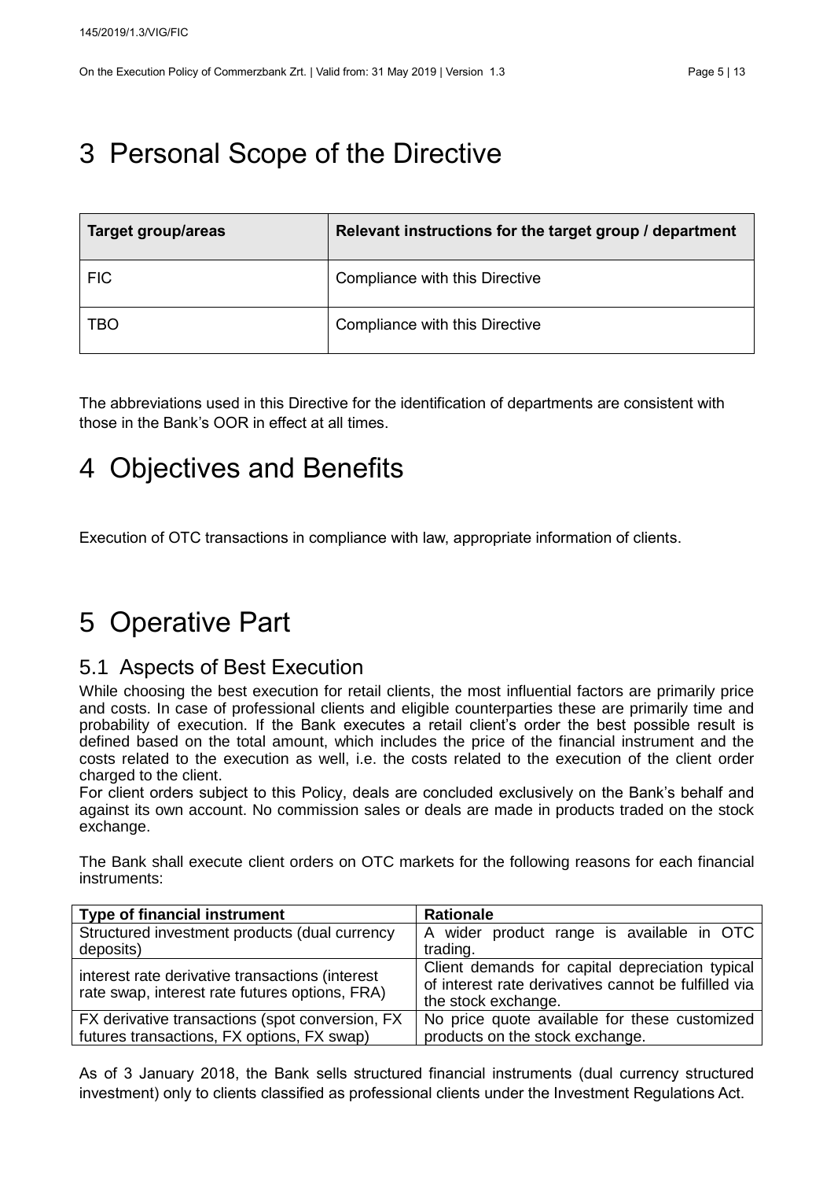# 3 Personal Scope of the Directive

| Target group/areas | Relevant instructions for the target group / department |
| --- | --- |
| FIC | Compliance with this Directive |
| TBO | Compliance with this Directive |

The abbreviations used in this Directive for the identification of departments are consistent with those in the Bank's OOR in effect at all times.

# 4 Objectives and Benefits

Execution of OTC transactions in compliance with law, appropriate information of clients.

# 5 Operative Part

## 5.1 Aspects of Best Execution

While choosing the best execution for retail clients, the most influential factors are primarily price and costs. In case of professional clients and eligible counterparties these are primarily time and probability of execution. If the Bank executes a retail client's order the best possible result is defined based on the total amount, which includes the price of the financial instrument and the costs related to the execution as well, i.e. the costs related to the execution of the client order charged to the client.

For client orders subject to this Policy, deals are concluded exclusively on the Bank's behalf and against its own account. No commission sales or deals are made in products traded on the stock exchange.

The Bank shall execute client orders on OTC markets for the following reasons for each financial instruments:

| Type of financial instrument | Rationale |
| --- | --- |
| Structured investment products (dual currency deposits) | A wider product range is available in OTC trading. |
| interest rate derivative transactions (interest rate swap, interest rate futures options, FRA) | Client demands for capital depreciation typical of interest rate derivatives cannot be fulfilled via the stock exchange. |
| FX derivative transactions (spot conversion, FX futures transactions, FX options, FX swap) | No price quote available for these customized products on the stock exchange. |

As of 3 January 2018, the Bank sells structured financial instruments (dual currency structured investment) only to clients classified as professional clients under the Investment Regulations Act.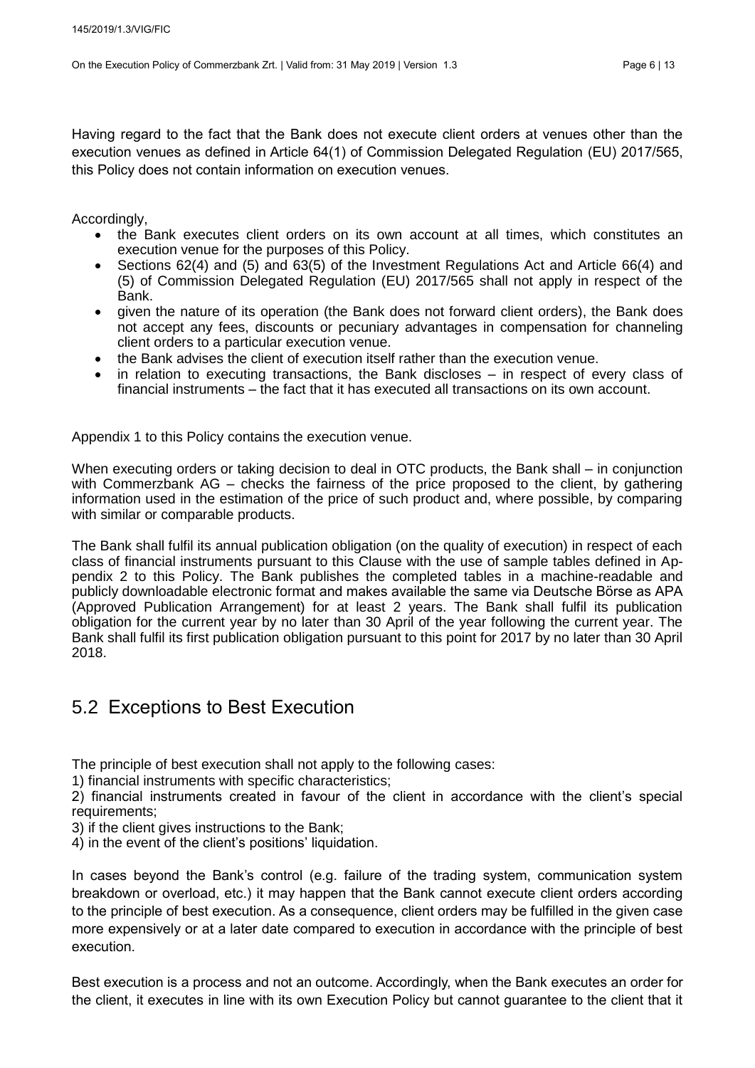Having regard to the fact that the Bank does not execute client orders at venues other than the execution venues as defined in Article 64(1) of Commission Delegated Regulation (EU) 2017/565, this Policy does not contain information on execution venues.

Accordingly,

- the Bank executes client orders on its own account at all times, which constitutes an execution venue for the purposes of this Policy.
- Sections 62(4) and (5) and 63(5) of the Investment Regulations Act and Article 66(4) and (5) of Commission Delegated Regulation (EU) 2017/565 shall not apply in respect of the Bank.
- given the nature of its operation (the Bank does not forward client orders), the Bank does not accept any fees, discounts or pecuniary advantages in compensation for channeling client orders to a particular execution venue.
- the Bank advises the client of execution itself rather than the execution venue.
- in relation to executing transactions, the Bank discloses – in respect of every class of financial instruments – the fact that it has executed all transactions on its own account.

Appendix 1 to this Policy contains the execution venue.

When executing orders or taking decision to deal in OTC products, the Bank shall – in conjunction with Commerzbank AG – checks the fairness of the price proposed to the client, by gathering information used in the estimation of the price of such product and, where possible, by comparing with similar or comparable products.

The Bank shall fulfil its annual publication obligation (on the quality of execution) in respect of each class of financial instruments pursuant to this Clause with the use of sample tables defined in Appendix 2 to this Policy. The Bank publishes the completed tables in a machine-readable and publicly downloadable electronic format and makes available the same via Deutsche Börse as APA (Approved Publication Arrangement) for at least 2 years. The Bank shall fulfil its publication obligation for the current year by no later than 30 April of the year following the current year. The Bank shall fulfil its first publication obligation pursuant to this point for 2017 by no later than 30 April 2018.

## 5.2 Exceptions to Best Execution

The principle of best execution shall not apply to the following cases:

1) financial instruments with specific characteristics;
2) financial instruments created in favour of the client in accordance with the client's special requirements;
3) if the client gives instructions to the Bank;
4) in the event of the client's positions' liquidation.

In cases beyond the Bank's control (e.g. failure of the trading system, communication system breakdown or overload, etc.) it may happen that the Bank cannot execute client orders according to the principle of best execution. As a consequence, client orders may be fulfilled in the given case more expensively or at a later date compared to execution in accordance with the principle of best execution.

Best execution is a process and not an outcome. Accordingly, when the Bank executes an order for the client, it executes in line with its own Execution Policy but cannot guarantee to the client that it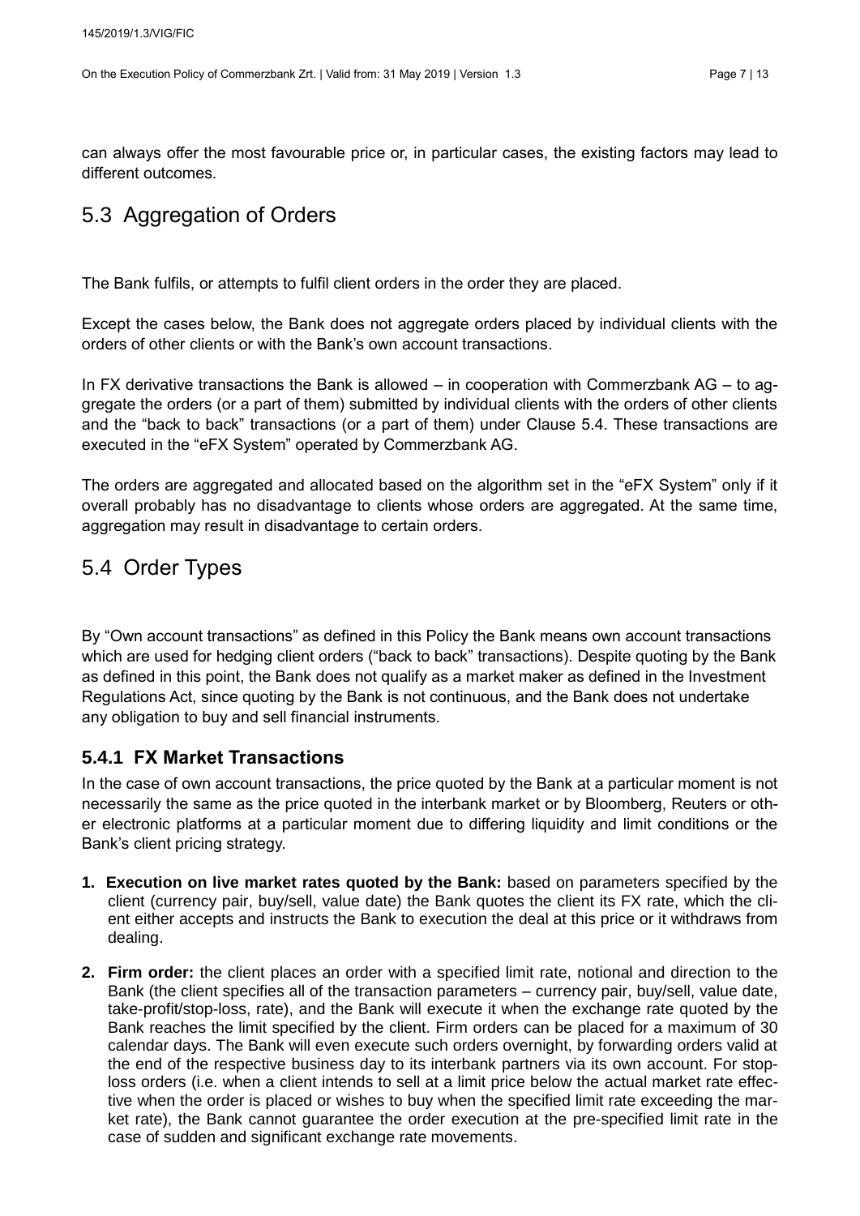can always offer the most favourable price or, in particular cases, the existing factors may lead to different outcomes.

## 5.3 Aggregation of Orders

The Bank fulfils, or attempts to fulfil client orders in the order they are placed.

Except the cases below, the Bank does not aggregate orders placed by individual clients with the orders of other clients or with the Bank's own account transactions.

In FX derivative transactions the Bank is allowed – in cooperation with Commerzbank AG – to aggregate the orders (or a part of them) submitted by individual clients with the orders of other clients and the "back to back" transactions (or a part of them) under Clause 5.4. These transactions are executed in the "eFX System" operated by Commerzbank AG.

The orders are aggregated and allocated based on the algorithm set in the "eFX System" only if it overall probably has no disadvantage to clients whose orders are aggregated. At the same time, aggregation may result in disadvantage to certain orders.

## 5.4 Order Types

By "Own account transactions" as defined in this Policy the Bank means own account transactions which are used for hedging client orders ("back to back" transactions). Despite quoting by the Bank as defined in this point, the Bank does not qualify as a market maker as defined in the Investment Regulations Act, since quoting by the Bank is not continuous, and the Bank does not undertake any obligation to buy and sell financial instruments.

### 5.4.1 FX Market Transactions

In the case of own account transactions, the price quoted by the Bank at a particular moment is not necessarily the same as the price quoted in the interbank market or by Bloomberg, Reuters or other electronic platforms at a particular moment due to differing liquidity and limit conditions or the Bank's client pricing strategy.

1. **Execution on live market rates quoted by the Bank:** based on parameters specified by the client (currency pair, buy/sell, value date) the Bank quotes the client its FX rate, which the client either accepts and instructs the Bank to execution the deal at this price or it withdraws from dealing.
2. **Firm order:** the client places an order with a specified limit rate, notional and direction to the Bank (the client specifies all of the transaction parameters – currency pair, buy/sell, value date, take-profit/stop-loss, rate), and the Bank will execute it when the exchange rate quoted by the Bank reaches the limit specified by the client. Firm orders can be placed for a maximum of 30 calendar days. The Bank will even execute such orders overnight, by forwarding orders valid at the end of the respective business day to its interbank partners via its own account. For stop-loss orders (i.e. when a client intends to sell at a limit price below the actual market rate effective when the order is placed or wishes to buy when the specified limit rate exceeding the market rate), the Bank cannot guarantee the order execution at the pre-specified limit rate in the case of sudden and significant exchange rate movements.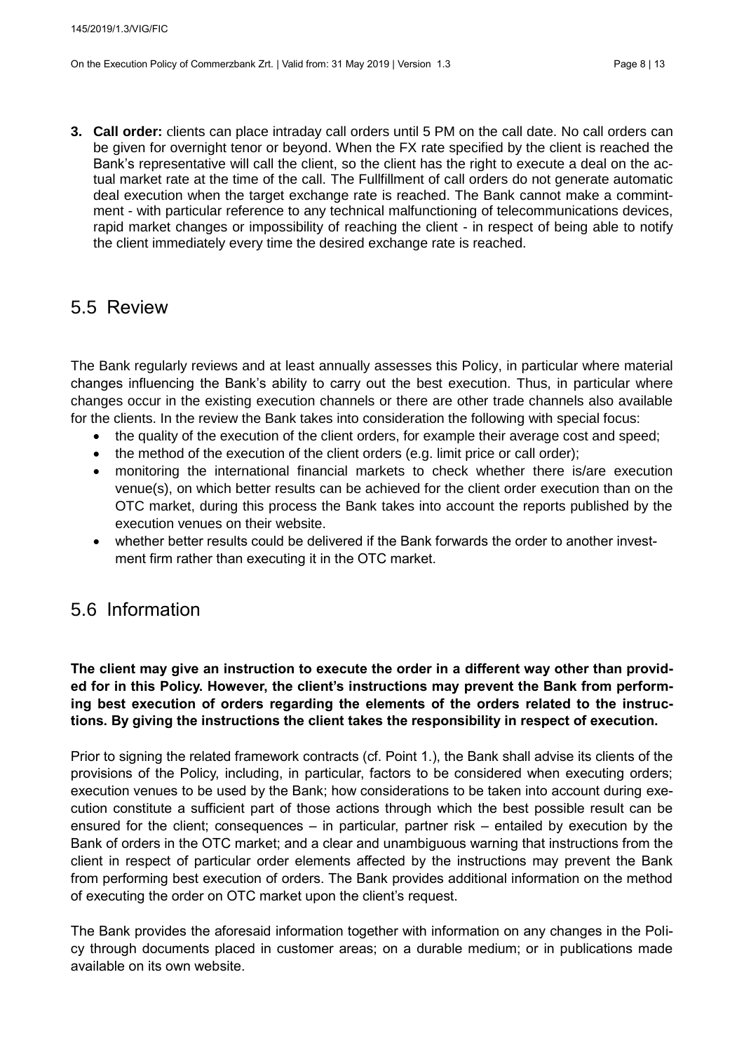3. **Call order:** clients can place intraday call orders until 5 PM on the call date. No call orders can be given for overnight tenor or beyond. When the FX rate specified by the client is reached the Bank's representative will call the client, so the client has the right to execute a deal on the actual market rate at the time of the call. The Fullfillment of call orders do not generate automatic deal execution when the target exchange rate is reached. The Bank cannot make a commintment - with particular reference to any technical malfunctioning of telecommunications devices, rapid market changes or impossibility of reaching the client - in respect of being able to notify the client immediately every time the desired exchange rate is reached.

## 5.5 Review

The Bank regularly reviews and at least annually assesses this Policy, in particular where material changes influencing the Bank's ability to carry out the best execution. Thus, in particular where changes occur in the existing execution channels or there are other trade channels also available for the clients. In the review the Bank takes into consideration the following with special focus:

- the quality of the execution of the client orders, for example their average cost and speed;
- the method of the execution of the client orders (e.g. limit price or call order);
- monitoring the international financial markets to check whether there is/are execution venue(s), on which better results can be achieved for the client order execution than on the OTC market, during this process the Bank takes into account the reports published by the execution venues on their website.
- whether better results could be delivered if the Bank forwards the order to another investment firm rather than executing it in the OTC market.

## 5.6 Information

**The client may give an instruction to execute the order in a different way other than provided for in this Policy. However, the client's instructions may prevent the Bank from performing best execution of orders regarding the elements of the orders related to the instructions. By giving the instructions the client takes the responsibility in respect of execution.**

Prior to signing the related framework contracts (cf. Point 1.), the Bank shall advise its clients of the provisions of the Policy, including, in particular, factors to be considered when executing orders; execution venues to be used by the Bank; how considerations to be taken into account during execution constitute a sufficient part of those actions through which the best possible result can be ensured for the client; consequences – in particular, partner risk – entailed by execution by the Bank of orders in the OTC market; and a clear and unambiguous warning that instructions from the client in respect of particular order elements affected by the instructions may prevent the Bank from performing best execution of orders. The Bank provides additional information on the method of executing the order on OTC market upon the client's request.

The Bank provides the aforesaid information together with information on any changes in the Policy through documents placed in customer areas; on a durable medium; or in publications made available on its own website.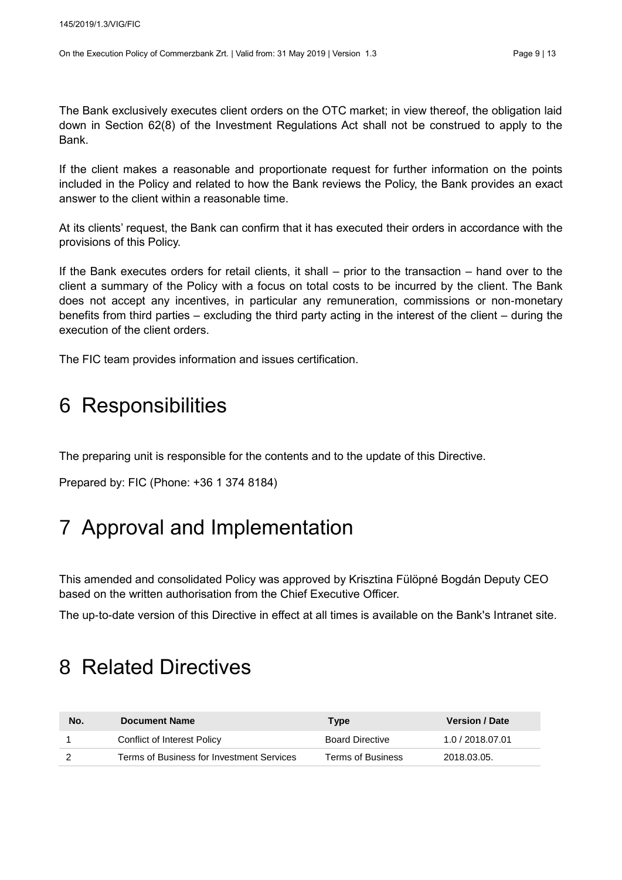The Bank exclusively executes client orders on the OTC market; in view thereof, the obligation laid down in Section 62(8) of the Investment Regulations Act shall not be construed to apply to the Bank.

If the client makes a reasonable and proportionate request for further information on the points included in the Policy and related to how the Bank reviews the Policy, the Bank provides an exact answer to the client within a reasonable time.

At its clients' request, the Bank can confirm that it has executed their orders in accordance with the provisions of this Policy.

If the Bank executes orders for retail clients, it shall – prior to the transaction – hand over to the client a summary of the Policy with a focus on total costs to be incurred by the client. The Bank does not accept any incentives, in particular any remuneration, commissions or non-monetary benefits from third parties – excluding the third party acting in the interest of the client – during the execution of the client orders.

The FIC team provides information and issues certification.

# 6 Responsibilities

The preparing unit is responsible for the contents and to the update of this Directive.

Prepared by: FIC (Phone: +36 1 374 8184)

# 7 Approval and Implementation

This amended and consolidated Policy was approved by Krisztina Fülöpné Bogdán Deputy CEO based on the written authorisation from the Chief Executive Officer.

The up-to-date version of this Directive in effect at all times is available on the Bank's Intranet site.

# 8 Related Directives

| No. | Document Name | Type | Version / Date |
|---|---|---|---|
| 1 | Conflict of Interest Policy | Board Directive | 1.0 / 2018.07.01 |
| 2 | Terms of Business for Investment Services | Terms of Business | 2018.03.05. |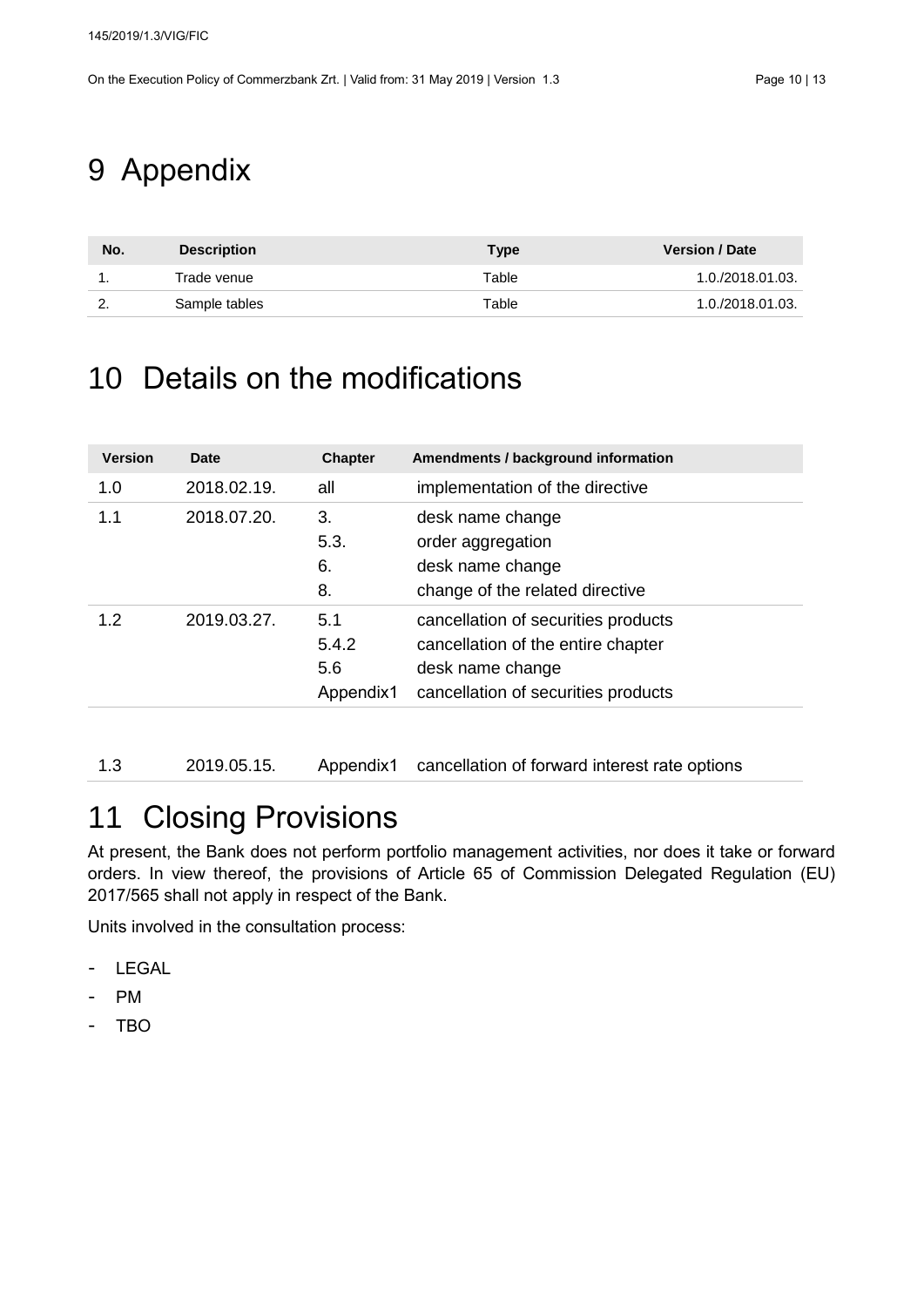# 9 Appendix

| No. | Description | Type | Version / Date |
|---|---|---|---|
| 1. | Trade venue | Table | 1.0./2018.01.03. |
| 2. | Sample tables | Table | 1.0./2018.01.03. |

# 10 Details on the modifications

| Version | Date | Chapter | Amendments / background information |
|---|---|---|---|
| 1.0 | 2018.02.19. | all | implementation of the directive |
| 1.1 | 2018.07.20. | 3.<br>5.3.<br>6.<br>8. | desk name change<br>order aggregation<br>desk name change<br>change of the related directive |
| 1.2 | 2019.03.27. | 5.1<br>5.4.2<br>5.6<br>Appendix1 | cancellation of securities products<br>cancellation of the entire chapter<br>desk name change<br>cancellation of securities products |
| 1.3 | 2019.05.15. | Appendix1 | cancellation of forward interest rate options |

# 11 Closing Provisions

At present, the Bank does not perform portfolio management activities, nor does it take or forward orders. In view thereof, the provisions of Article 65 of Commission Delegated Regulation (EU) 2017/565 shall not apply in respect of the Bank.

Units involved in the consultation process:

- LEGAL
- PM
- TBO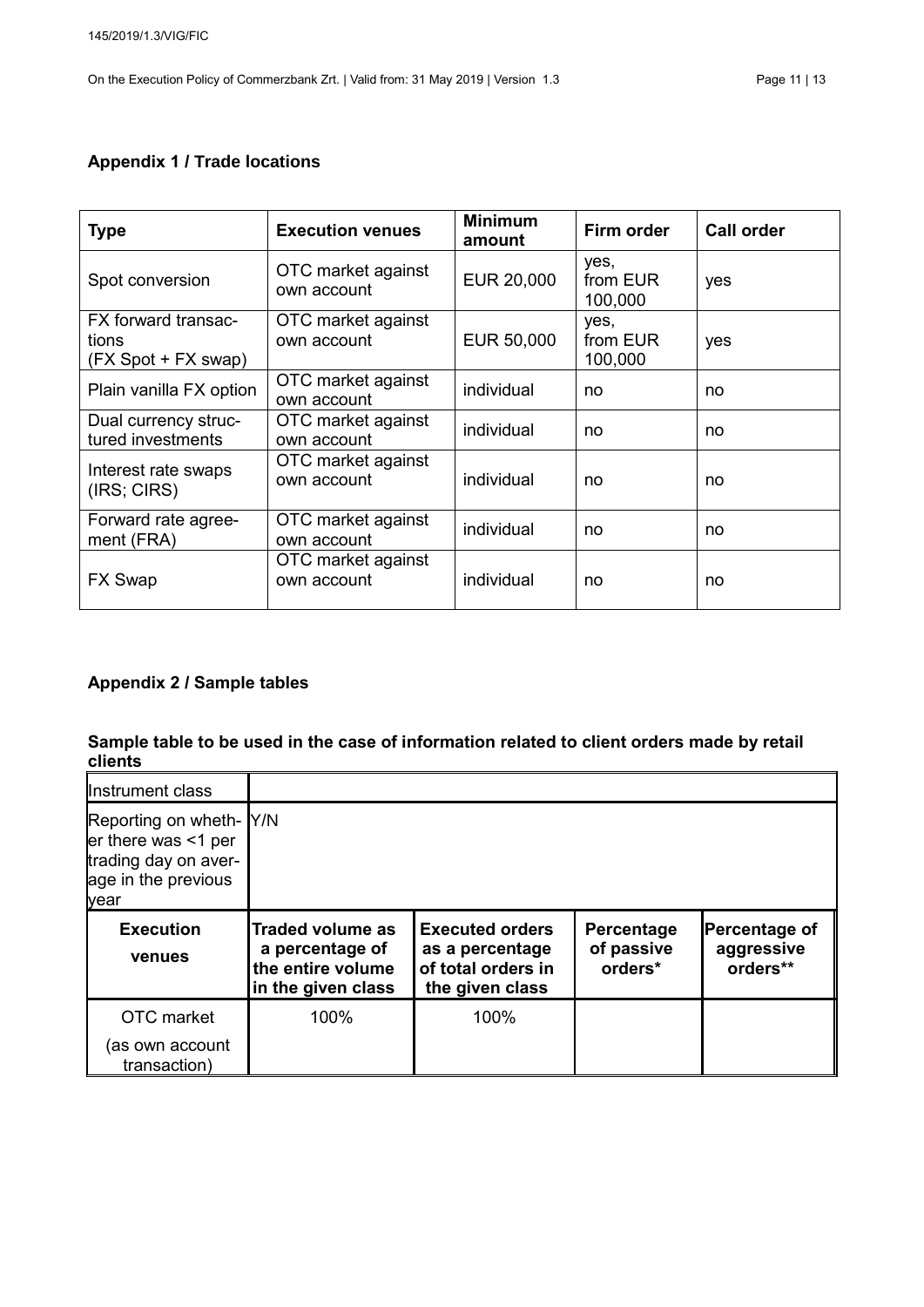### Appendix 1 / Trade locations

| Type | Execution venues | Minimum amount | Firm order | Call order |
|---|---|---|---|---|
| Spot conversion | OTC market against own account | EUR 20,000 | yes, from EUR 100,000 | yes |
| FX forward transactions (FX Spot + FX swap) | OTC market against own account | EUR 50,000 | yes, from EUR 100,000 | yes |
| Plain vanilla FX option | OTC market against own account | individual | no | no |
| Dual currency structured investments | OTC market against own account | individual | no | no |
| Interest rate swaps (IRS; CIRS) | OTC market against own account | individual | no | no |
| Forward rate agreement (FRA) | OTC market against own account | individual | no | no |
| FX Swap | OTC market against own account | individual | no | no |

### Appendix 2 / Sample tables

#### Sample table to be used in the case of information related to client orders made by retail clients

| Instrument class | | | | |
|---|---|---|---|---|
| Reporting on whether there was <1 per trading day on average in the previous year | Y/N | | | |
| **Execution venues** | **Traded volume as a percentage of the entire volume in the given class** | **Executed orders as a percentage of total orders in the given class** | **Percentage of passive orders*** | **Percentage of aggressive orders**** |
| OTC market (as own account transaction) | 100% | 100% | | |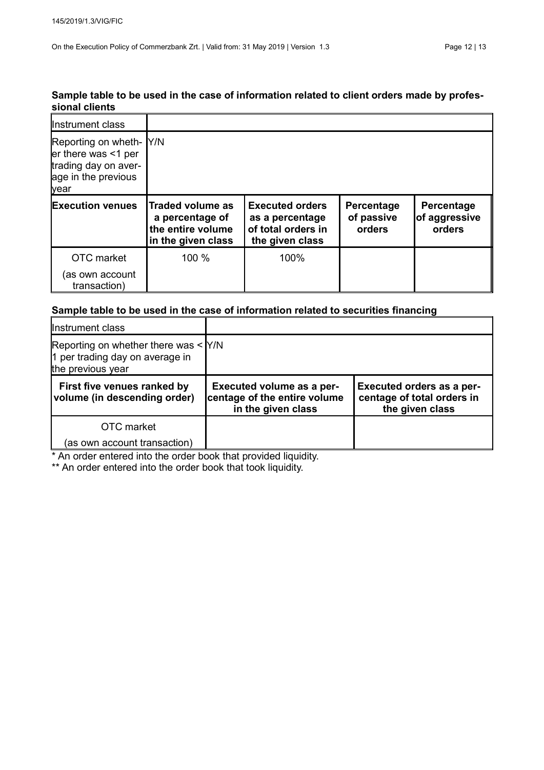**Sample table to be used in the case of information related to client orders made by professional clients**

| Instrument class | | | | |
|---|---|---|---|---|
| Reporting on whether there was <1 per trading day on average in the previous year | Y/N | | | |
| **Execution venues** | **Traded volume as a percentage of the entire volume in the given class** | **Executed orders as a percentage of total orders in the given class** | **Percentage of passive orders** | **Percentage of aggressive orders** |
| OTC market (as own account transaction) | 100 % | 100% | | |

**Sample table to be used in the case of information related to securities financing**

| Instrument class | | |
|---|---|---|
| Reporting on whether there was < 1 per trading day on average in the previous year | Y/N | |
| **First five venues ranked by volume (in descending order)** | **Executed volume as a percentage of the entire volume in the given class** | **Executed orders as a percentage of total orders in the given class** |
| OTC market (as own account transaction) | | |

\* An order entered into the order book that provided liquidity.

\** An order entered into the order book that took liquidity.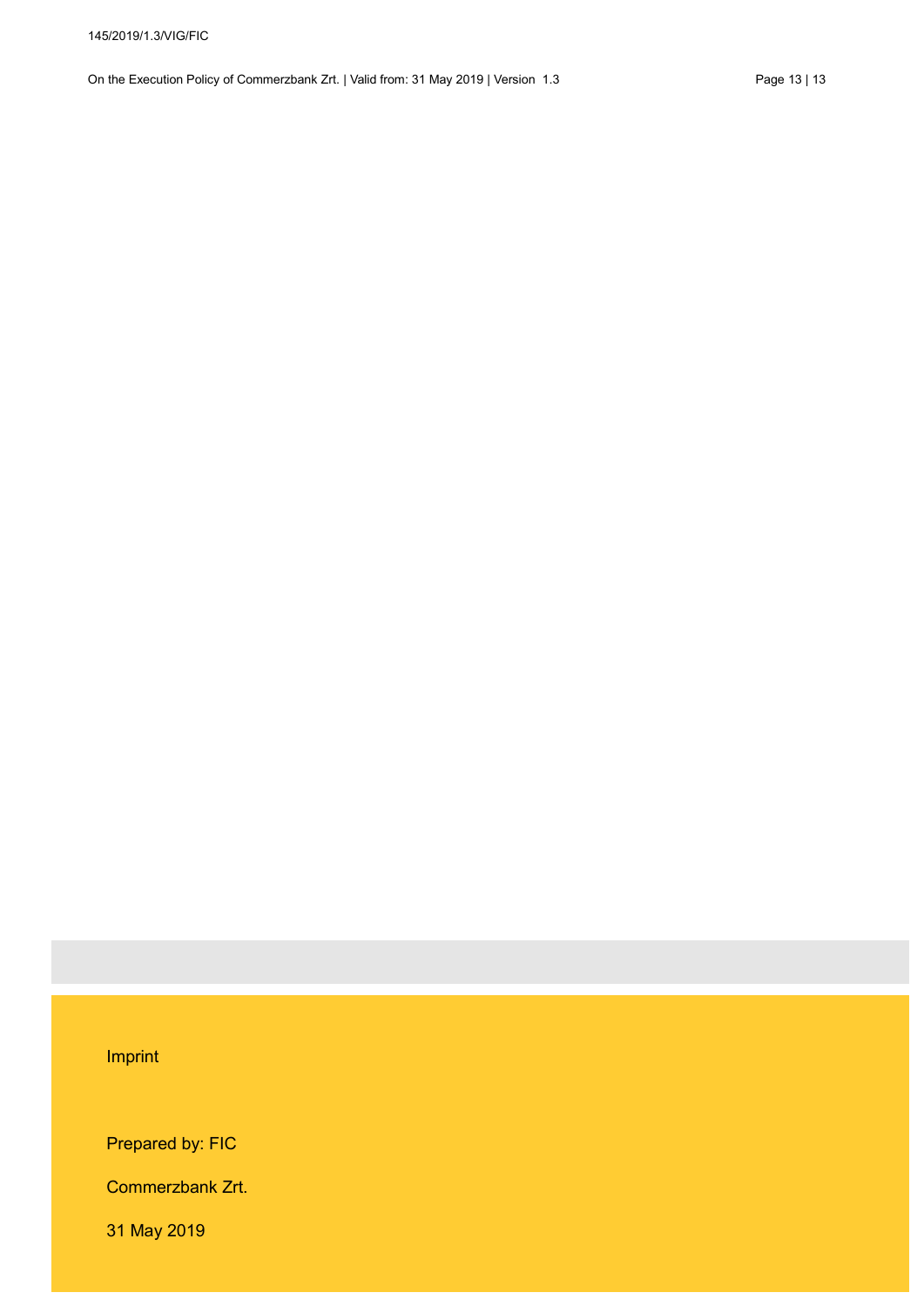Imprint

Prepared by: FIC

Commerzbank Zrt.

31 May 2019